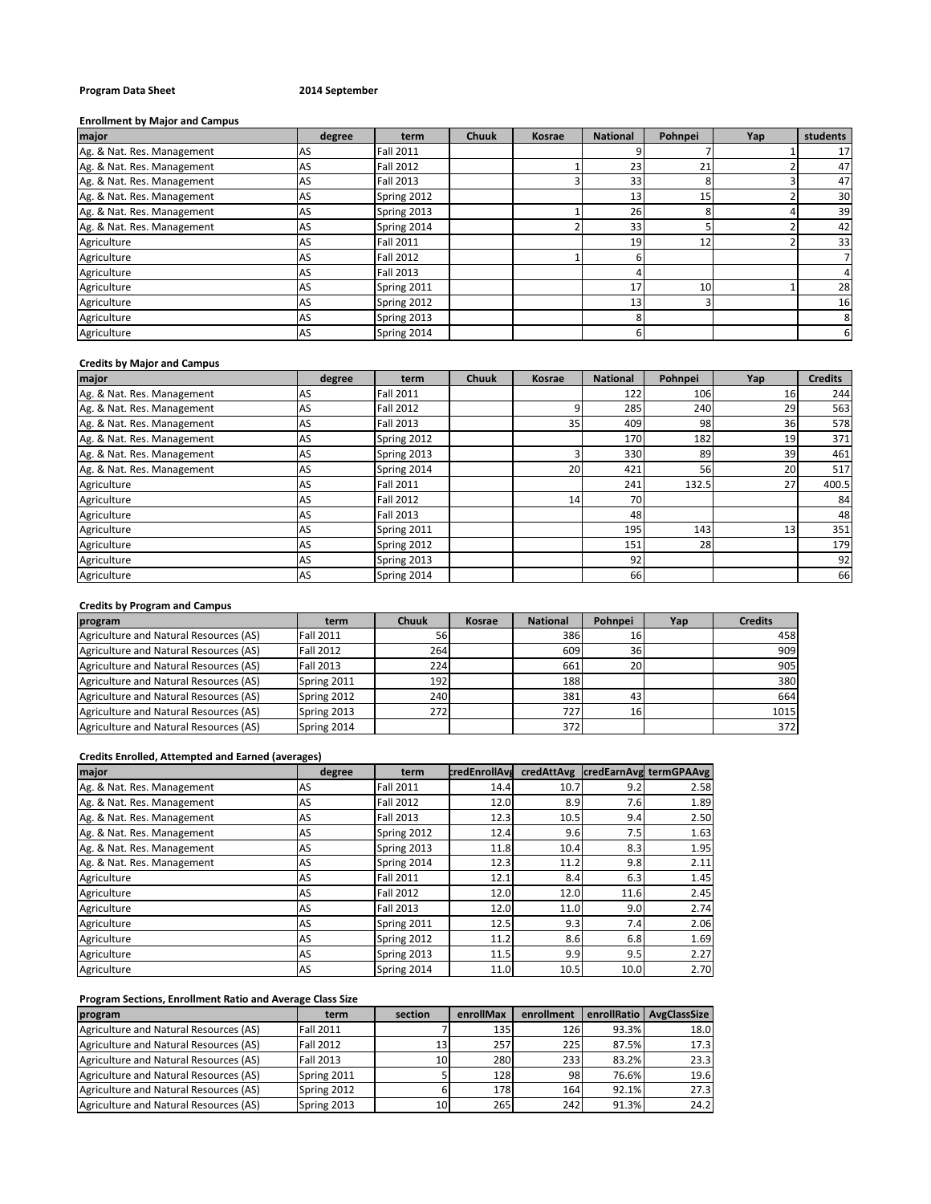**Program Data Sheet** **2014 September**

**Enrollment by Major and Campus**

| major | degree | term | Chuuk | Kosrae | National | Pohnpei | Yap | students |
|---|---|---|---|---|---|---|---|---|
| Ag. & Nat. Res. Management | AS | Fall 2011 | | | 9 | 7 | 1 | 17 |
| Ag. & Nat. Res. Management | AS | Fall 2012 | | 1 | 23 | 21 | 2 | 47 |
| Ag. & Nat. Res. Management | AS | Fall 2013 | | 3 | 33 | 8 | 3 | 47 |
| Ag. & Nat. Res. Management | AS | Spring 2012 | | | 13 | 15 | 2 | 30 |
| Ag. & Nat. Res. Management | AS | Spring 2013 | | 1 | 26 | 8 | 4 | 39 |
| Ag. & Nat. Res. Management | AS | Spring 2014 | | 2 | 33 | 5 | 2 | 42 |
| Agriculture | AS | Fall 2011 | | | 19 | 12 | 2 | 33 |
| Agriculture | AS | Fall 2012 | | 1 | 6 | | | 7 |
| Agriculture | AS | Fall 2013 | | | 4 | | | 4 |
| Agriculture | AS | Spring 2011 | | | 17 | 10 | 1 | 28 |
| Agriculture | AS | Spring 2012 | | | 13 | 3 | | 16 |
| Agriculture | AS | Spring 2013 | | | 8 | | | 8 |
| Agriculture | AS | Spring 2014 | | | 6 | | | 6 |

**Credits by Major and Campus**

| major | degree | term | Chuuk | Kosrae | National | Pohnpei | Yap | Credits |
|---|---|---|---|---|---|---|---|---|
| Ag. & Nat. Res. Management | AS | Fall 2011 | | | 122 | 106 | 16 | 244 |
| Ag. & Nat. Res. Management | AS | Fall 2012 | | 9 | 285 | 240 | 29 | 563 |
| Ag. & Nat. Res. Management | AS | Fall 2013 | | 35 | 409 | 98 | 36 | 578 |
| Ag. & Nat. Res. Management | AS | Spring 2012 | | | 170 | 182 | 19 | 371 |
| Ag. & Nat. Res. Management | AS | Spring 2013 | | 3 | 330 | 89 | 39 | 461 |
| Ag. & Nat. Res. Management | AS | Spring 2014 | | 20 | 421 | 56 | 20 | 517 |
| Agriculture | AS | Fall 2011 | | | 241 | 132.5 | 27 | 400.5 |
| Agriculture | AS | Fall 2012 | | 14 | 70 | | | 84 |
| Agriculture | AS | Fall 2013 | | | 48 | | | 48 |
| Agriculture | AS | Spring 2011 | | | 195 | 143 | 13 | 351 |
| Agriculture | AS | Spring 2012 | | | 151 | 28 | | 179 |
| Agriculture | AS | Spring 2013 | | | 92 | | | 92 |
| Agriculture | AS | Spring 2014 | | | 66 | | | 66 |

**Credits by Program and Campus**

| program | term | Chuuk | Kosrae | National | Pohnpei | Yap | Credits |
|---|---|---|---|---|---|---|---|
| Agriculture and Natural Resources (AS) | Fall 2011 | 56 | | 386 | 16 | | 458 |
| Agriculture and Natural Resources (AS) | Fall 2012 | 264 | | 609 | 36 | | 909 |
| Agriculture and Natural Resources (AS) | Fall 2013 | 224 | | 661 | 20 | | 905 |
| Agriculture and Natural Resources (AS) | Spring 2011 | 192 | | 188 | | | 380 |
| Agriculture and Natural Resources (AS) | Spring 2012 | 240 | | 381 | 43 | | 664 |
| Agriculture and Natural Resources (AS) | Spring 2013 | 272 | | 727 | 16 | | 1015 |
| Agriculture and Natural Resources (AS) | Spring 2014 | | | 372 | | | 372 |

**Credits Enrolled, Attempted and Earned (averages)**

| major | degree | term | credEnrollAvg | credAttAvg | credEarnAvg | termGPAAvg |
|---|---|---|---|---|---|---|
| Ag. & Nat. Res. Management | AS | Fall 2011 | 14.4 | 10.7 | 9.2 | 2.58 |
| Ag. & Nat. Res. Management | AS | Fall 2012 | 12.0 | 8.9 | 7.6 | 1.89 |
| Ag. & Nat. Res. Management | AS | Fall 2013 | 12.3 | 10.5 | 9.4 | 2.50 |
| Ag. & Nat. Res. Management | AS | Spring 2012 | 12.4 | 9.6 | 7.5 | 1.63 |
| Ag. & Nat. Res. Management | AS | Spring 2013 | 11.8 | 10.4 | 8.3 | 1.95 |
| Ag. & Nat. Res. Management | AS | Spring 2014 | 12.3 | 11.2 | 9.8 | 2.11 |
| Agriculture | AS | Fall 2011 | 12.1 | 8.4 | 6.3 | 1.45 |
| Agriculture | AS | Fall 2012 | 12.0 | 12.0 | 11.6 | 2.45 |
| Agriculture | AS | Fall 2013 | 12.0 | 11.0 | 9.0 | 2.74 |
| Agriculture | AS | Spring 2011 | 12.5 | 9.3 | 7.4 | 2.06 |
| Agriculture | AS | Spring 2012 | 11.2 | 8.6 | 6.8 | 1.69 |
| Agriculture | AS | Spring 2013 | 11.5 | 9.9 | 9.5 | 2.27 |
| Agriculture | AS | Spring 2014 | 11.0 | 10.5 | 10.0 | 2.70 |

**Program Sections, Enrollment Ratio and Average Class Size**

| program | term | section | enrollMax | enrollment | enrollRatio | AvgClassSize |
|---|---|---|---|---|---|---|
| Agriculture and Natural Resources (AS) | Fall 2011 | 7 | 135 | 126 | 93.3% | 18.0 |
| Agriculture and Natural Resources (AS) | Fall 2012 | 13 | 257 | 225 | 87.5% | 17.3 |
| Agriculture and Natural Resources (AS) | Fall 2013 | 10 | 280 | 233 | 83.2% | 23.3 |
| Agriculture and Natural Resources (AS) | Spring 2011 | 5 | 128 | 98 | 76.6% | 19.6 |
| Agriculture and Natural Resources (AS) | Spring 2012 | 6 | 178 | 164 | 92.1% | 27.3 |
| Agriculture and Natural Resources (AS) | Spring 2013 | 10 | 265 | 242 | 91.3% | 24.2 |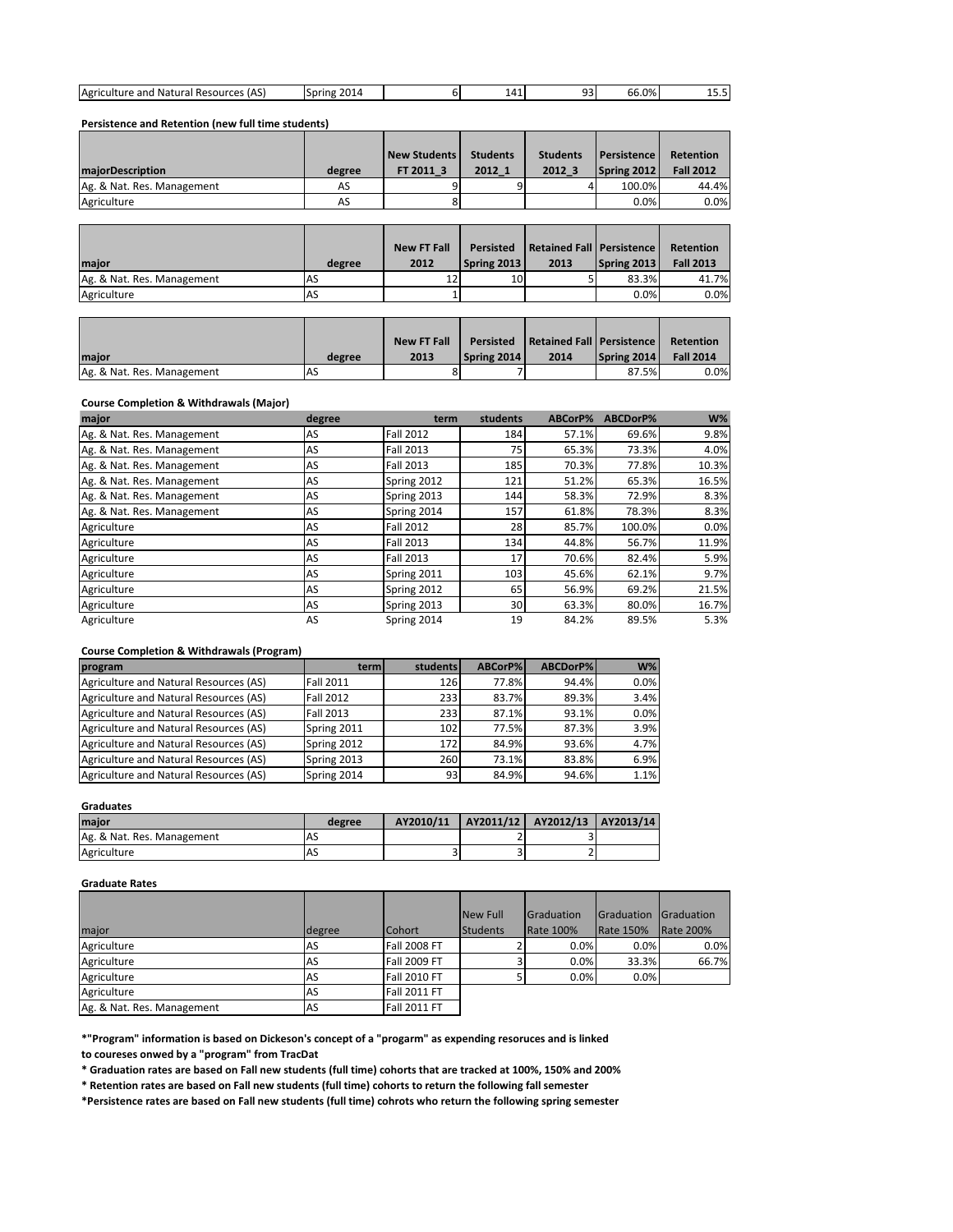| | | | | | | |
|---|---|---|---|---|---|---|
| Agriculture and Natural Resources (AS) | Spring 2014 | | 6 | 141 | 93 | 66.0% | 15.5 |

**Persistence and Retention (new full time students)**

| majorDescription | degree | New Students FT 2011_3 | Students 2012_1 | Students 2012_3 | Persistence Spring 2012 | Retention Fall 2012 |
|---|---|---|---|---|---|---|
| Ag. & Nat. Res. Management | AS | 9 | 9 | 4 | 100.0% | 44.4% |
| Agriculture | AS | 8 | | | 0.0% | 0.0% |

| major | degree | New FT Fall 2012 | Persisted Spring 2013 | Retained Fall 2013 | Persistence Spring 2013 | Retention Fall 2013 |
|---|---|---|---|---|---|---|
| Ag. & Nat. Res. Management | AS | 12 | 10 | 5 | 83.3% | 41.7% |
| Agriculture | AS | 1 | | | 0.0% | 0.0% |

| major | degree | New FT Fall 2013 | Persisted Spring 2014 | Retained Fall 2014 | Persistence Spring 2014 | Retention Fall 2014 |
|---|---|---|---|---|---|---|
| Ag. & Nat. Res. Management | AS | 8 | 7 | | 87.5% | 0.0% |

**Course Completion & Withdrawals (Major)**

| major | degree | term | students | ABCorP% | ABCDorP% | W% |
|---|---|---|---|---|---|---|
| Ag. & Nat. Res. Management | AS | Fall 2012 | 184 | 57.1% | 69.6% | 9.8% |
| Ag. & Nat. Res. Management | AS | Fall 2013 | 75 | 65.3% | 73.3% | 4.0% |
| Ag. & Nat. Res. Management | AS | Fall 2013 | 185 | 70.3% | 77.8% | 10.3% |
| Ag. & Nat. Res. Management | AS | Spring 2012 | 121 | 51.2% | 65.3% | 16.5% |
| Ag. & Nat. Res. Management | AS | Spring 2013 | 144 | 58.3% | 72.9% | 8.3% |
| Ag. & Nat. Res. Management | AS | Spring 2014 | 157 | 61.8% | 78.3% | 8.3% |
| Agriculture | AS | Fall 2012 | 28 | 85.7% | 100.0% | 0.0% |
| Agriculture | AS | Fall 2013 | 134 | 44.8% | 56.7% | 11.9% |
| Agriculture | AS | Fall 2013 | 17 | 70.6% | 82.4% | 5.9% |
| Agriculture | AS | Spring 2011 | 103 | 45.6% | 62.1% | 9.7% |
| Agriculture | AS | Spring 2012 | 65 | 56.9% | 69.2% | 21.5% |
| Agriculture | AS | Spring 2013 | 30 | 63.3% | 80.0% | 16.7% |
| Agriculture | AS | Spring 2014 | 19 | 84.2% | 89.5% | 5.3% |

**Course Completion & Withdrawals (Program)**

| program | term | students | ABCorP% | ABCDorP% | W% |
|---|---|---|---|---|---|
| Agriculture and Natural Resources (AS) | Fall 2011 | 126 | 77.8% | 94.4% | 0.0% |
| Agriculture and Natural Resources (AS) | Fall 2012 | 233 | 83.7% | 89.3% | 3.4% |
| Agriculture and Natural Resources (AS) | Fall 2013 | 233 | 87.1% | 93.1% | 0.0% |
| Agriculture and Natural Resources (AS) | Spring 2011 | 102 | 77.5% | 87.3% | 3.9% |
| Agriculture and Natural Resources (AS) | Spring 2012 | 172 | 84.9% | 93.6% | 4.7% |
| Agriculture and Natural Resources (AS) | Spring 2013 | 260 | 73.1% | 83.8% | 6.9% |
| Agriculture and Natural Resources (AS) | Spring 2014 | 93 | 84.9% | 94.6% | 1.1% |

**Graduates**

| major | degree | AY2010/11 | AY2011/12 | AY2012/13 | AY2013/14 |
|---|---|---|---|---|---|
| Ag. & Nat. Res. Management | AS | | 2 | 3 | |
| Agriculture | AS | 3 | 3 | 2 | |

**Graduate Rates**

| major | degree | Cohort | New Full Students | Graduation Rate 100% | Graduation Rate 150% | Graduation Rate 200% |
|---|---|---|---|---|---|---|
| Agriculture | AS | Fall 2008 FT | 2 | 0.0% | 0.0% | 0.0% |
| Agriculture | AS | Fall 2009 FT | 3 | 0.0% | 33.3% | 66.7% |
| Agriculture | AS | Fall 2010 FT | 5 | 0.0% | 0.0% | |
| Agriculture | AS | Fall 2011 FT | | | | |
| Ag. & Nat. Res. Management | AS | Fall 2011 FT | | | | |

**\*"Program" information is based on Dickeson's concept of a "progarm" as expending resoruces and is linked to coureses onwed by a "program" from TracDat**

**\* Graduation rates are based on Fall new students (full time) cohorts that are tracked at 100%, 150% and 200%**

**\* Retention rates are based on Fall new students (full time) cohorts to return the following fall semester**

**\*Persistence rates are based on Fall new students (full time) cohrots who return the following spring semester**